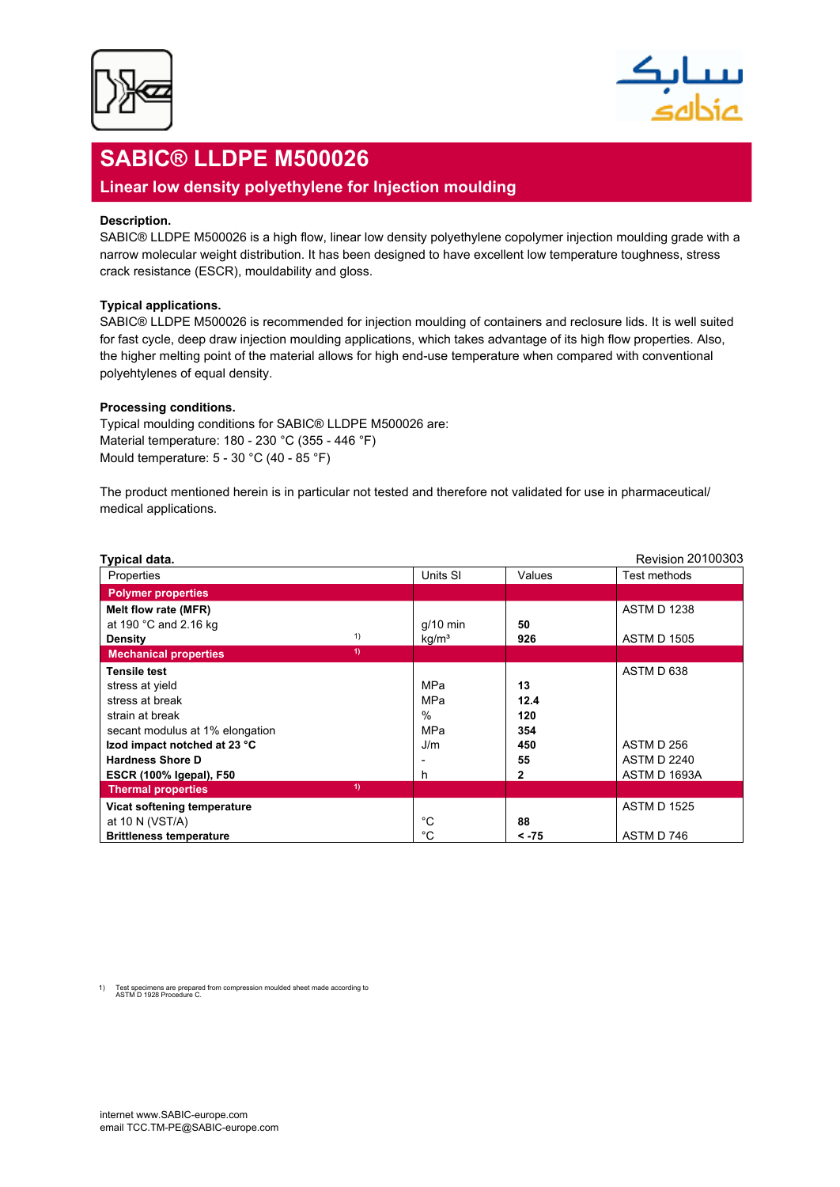# SABIC® LLDPE M500026

## Linear low density polyethylene for Injection moulding

**Description.**
SABIC® LLDPE M500026 is a high flow, linear low density polyethylene copolymer injection moulding grade with a narrow molecular weight distribution. It has been designed to have excellent low temperature toughness, stress crack resistance (ESCR), mouldability and gloss.

**Typical applications.**
SABIC® LLDPE M500026 is recommended for injection moulding of containers and reclosure lids. It is well suited for fast cycle, deep draw injection moulding applications, which takes advantage of its high flow properties. Also, the higher melting point of the material allows for high end-use temperature when compared with conventional polyehtylenes of equal density.

**Processing conditions.**
Typical moulding conditions for SABIC® LLDPE M500026 are:
Material temperature: 180 - 230 °C (355 - 446 °F)
Mould temperature: 5 - 30 °C (40 - 85 °F)

The product mentioned herein is in particular not tested and therefore not validated for use in pharmaceutical/ medical applications.

**Typical data.** Revision 20100303

| Properties | Units SI | Values | Test methods |
|---|---|---|---|
| **Polymer properties** | | | |
| **Melt flow rate (MFR)** | | | ASTM D 1238 |
| at 190 °C and 2.16 kg | g/10 min | **50** | |
| **Density** [1] | kg/m³ | **926** | ASTM D 1505 |
| **Mechanical properties** [1] | | | |
| **Tensile test** | | | ASTM D 638 |
| stress at yield | MPa | **13** | |
| stress at break | MPa | **12.4** | |
| strain at break | % | **120** | |
| secant modulus at 1% elongation | MPa | **354** | |
| **Izod impact notched at 23 °C** | J/m | **450** | ASTM D 256 |
| **Hardness Shore D** | - | **55** | ASTM D 2240 |
| **ESCR (100% Igepal), F50** | h | **2** | ASTM D 1693A |
| **Thermal properties** [1] | | | |
| **Vicat softening temperature** | | | ASTM D 1525 |
| at 10 N (VST/A) | °C | **88** | |
| **Brittleness temperature** | °C | **< -75** | ASTM D 746 |

1) Test specimens are prepared from compression moulded sheet made according to ASTM D 1928 Procedure C.

internet www.SABIC-europe.com
email TCC.TM-PE@SABIC-europe.com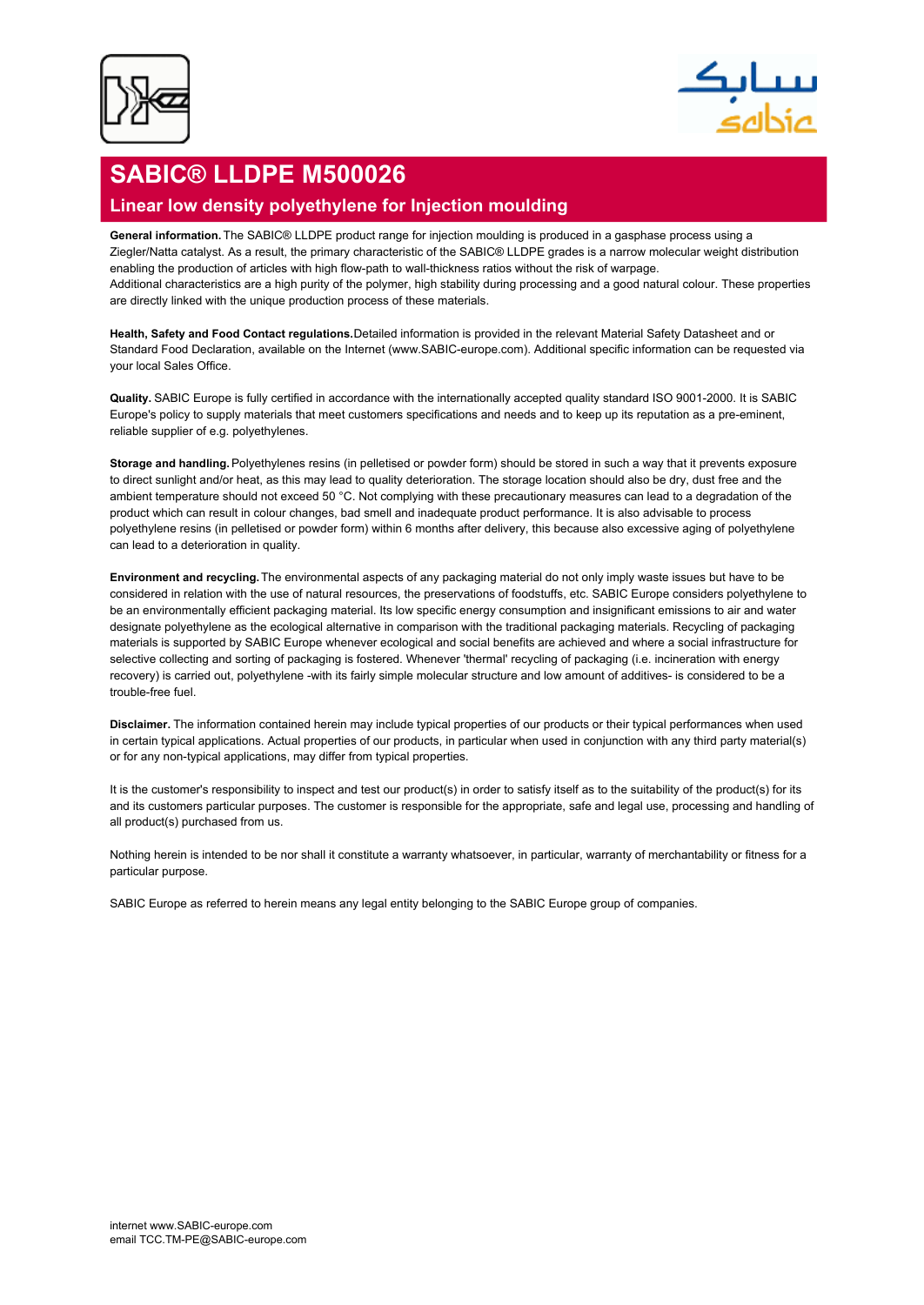# SABIC® LLDPE M500026

## Linear low density polyethylene for Injection moulding

**General information.** The SABIC® LLDPE product range for injection moulding is produced in a gasphase process using a Ziegler/Natta catalyst. As a result, the primary characteristic of the SABIC® LLDPE grades is a narrow molecular weight distribution enabling the production of articles with high flow-path to wall-thickness ratios without the risk of warpage.
Additional characteristics are a high purity of the polymer, high stability during processing and a good natural colour. These properties are directly linked with the unique production process of these materials.

**Health, Safety and Food Contact regulations.** Detailed information is provided in the relevant Material Safety Datasheet and or Standard Food Declaration, available on the Internet (www.SABIC-europe.com). Additional specific information can be requested via your local Sales Office.

**Quality.** SABIC Europe is fully certified in accordance with the internationally accepted quality standard ISO 9001-2000. It is SABIC Europe's policy to supply materials that meet customers specifications and needs and to keep up its reputation as a pre-eminent, reliable supplier of e.g. polyethylenes.

**Storage and handling.** Polyethylenes resins (in pelletised or powder form) should be stored in such a way that it prevents exposure to direct sunlight and/or heat, as this may lead to quality deterioration. The storage location should also be dry, dust free and the ambient temperature should not exceed 50 °C. Not complying with these precautionary measures can lead to a degradation of the product which can result in colour changes, bad smell and inadequate product performance. It is also advisable to process polyethylene resins (in pelletised or powder form) within 6 months after delivery, this because also excessive aging of polyethylene can lead to a deterioration in quality.

**Environment and recycling.** The environmental aspects of any packaging material do not only imply waste issues but have to be considered in relation with the use of natural resources, the preservations of foodstuffs, etc. SABIC Europe considers polyethylene to be an environmentally efficient packaging material. Its low specific energy consumption and insignificant emissions to air and water designate polyethylene as the ecological alternative in comparison with the traditional packaging materials. Recycling of packaging materials is supported by SABIC Europe whenever ecological and social benefits are achieved and where a social infrastructure for selective collecting and sorting of packaging is fostered. Whenever 'thermal' recycling of packaging (i.e. incineration with energy recovery) is carried out, polyethylene -with its fairly simple molecular structure and low amount of additives- is considered to be a trouble-free fuel.

**Disclaimer.** The information contained herein may include typical properties of our products or their typical performances when used in certain typical applications. Actual properties of our products, in particular when used in conjunction with any third party material(s) or for any non-typical applications, may differ from typical properties.

It is the customer's responsibility to inspect and test our product(s) in order to satisfy itself as to the suitability of the product(s) for its and its customers particular purposes. The customer is responsible for the appropriate, safe and legal use, processing and handling of all product(s) purchased from us.

Nothing herein is intended to be nor shall it constitute a warranty whatsoever, in particular, warranty of merchantability or fitness for a particular purpose.

SABIC Europe as referred to herein means any legal entity belonging to the SABIC Europe group of companies.

internet www.SABIC-europe.com
email TCC.TM-PE@SABIC-europe.com